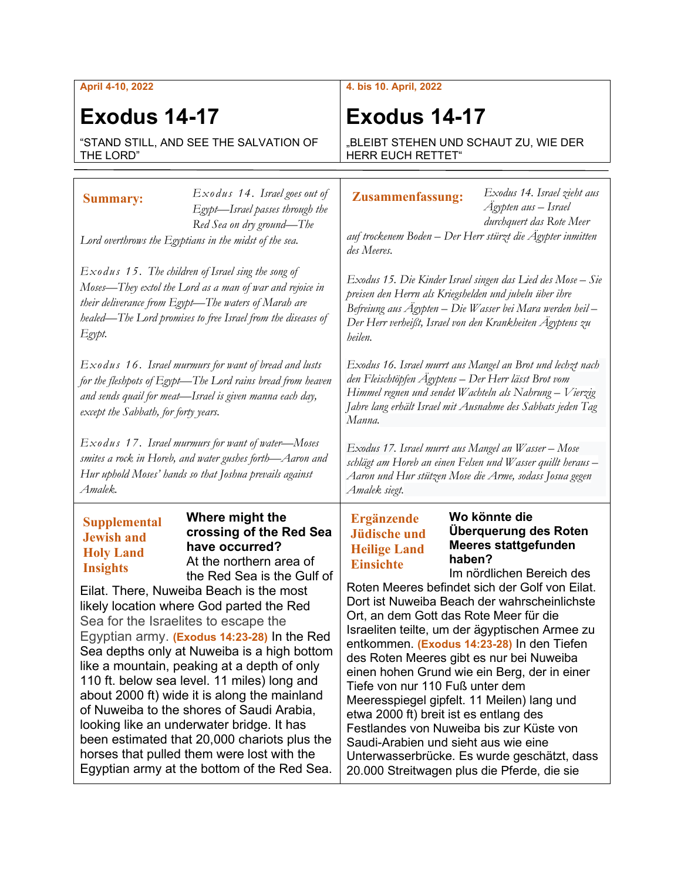April 4-10, 2022

# Exodus 14-17

"STAND STILL, AND SEE THE SALVATION OF THE LORD"

4. bis 10. April, 2022

# Exodus 14-17

„BLEIBT STEHEN UND SCHAUT ZU, WIE DER HERR EUCH RETTET"

**Summary:** *Exodus 14. Israel goes out of Egypt—Israel passes through the Red Sea on dry ground—The Lord overthrows the Egyptians in the midst of the sea.*

*Exodus 15. The children of Israel sing the song of Moses—They extol the Lord as a man of war and rejoice in their deliverance from Egypt—The waters of Marah are healed—The Lord promises to free Israel from the diseases of Egypt.*

*Exodus 16. Israel murmurs for want of bread and lusts for the fleshpots of Egypt—The Lord rains bread from heaven and sends quail for meat—Israel is given manna each day, except the Sabbath, for forty years.*

*Exodus 17. Israel murmurs for want of water—Moses smites a rock in Horeb, and water gushes forth—Aaron and Hur uphold Moses' hands so that Joshua prevails against Amalek.*

**Zusammenfassung:** *Exodus 14. Israel zieht aus Ägypten aus – Israel durchquert das Rote Meer auf trockenem Boden – Der Herr stürzt die Ägypter inmitten des Meeres.*

*Exodus 15. Die Kinder Israel singen das Lied des Mose – Sie preisen den Herrn als Kriegshelden und jubeln über ihre Befreiung aus Ägypten – Die Wasser bei Mara werden heil – Der Herr verheißt, Israel von den Krankheiten Ägyptens zu heilen.*

*Exodus 16. Israel murrt aus Mangel an Brot und lechzt nach den Fleischtöpfen Ägyptens – Der Herr lässt Brot vom Himmel regnen und sendet Wachteln als Nahrung – Vierzig Jahre lang erhält Israel mit Ausnahme des Sabbats jeden Tag Manna.*

*Exodus 17. Israel murrt aus Mangel an Wasser – Mose schlägt am Horeb an einen Felsen und Wasser quillt heraus – Aaron und Hur stützen Mose die Arme, sodass Josua gegen Amalek siegt.*

**Supplemental Jewish and Holy Land Insights**

**Where might the crossing of the Red Sea have occurred?**
At the northern area of the Red Sea is the Gulf of Eilat. There, Nuweiba Beach is the most likely location where God parted the Red Sea for the Israelites to escape the Egyptian army. **(Exodus 14:23-28)** In the Red Sea depths only at Nuweiba is a high bottom like a mountain, peaking at a depth of only 110 ft. below sea level. 11 miles) long and about 2000 ft) wide it is along the mainland of Nuweiba to the shores of Saudi Arabia, looking like an underwater bridge. It has been estimated that 20,000 chariots plus the horses that pulled them were lost with the Egyptian army at the bottom of the Red Sea.

**Ergänzende Jüdische und Heilige Land Einsichte**

**Wo könnte die Überquerung des Roten Meeres stattgefunden haben?**
Im nördlichen Bereich des Roten Meeres befindet sich der Golf von Eilat. Dort ist Nuweiba Beach der wahrscheinlichste Ort, an dem Gott das Rote Meer für die Israeliten teilte, um der ägyptischen Armee zu entkommen. **(Exodus 14:23-28)** In den Tiefen des Roten Meeres gibt es nur bei Nuweiba einen hohen Grund wie ein Berg, der in einer Tiefe von nur 110 Fuß unter dem Meeresspiegel gipfelt. 11 Meilen) lang und etwa 2000 ft) breit ist es entlang des Festlandes von Nuweiba bis zur Küste von Saudi-Arabien und sieht aus wie eine Unterwasserbrücke. Es wurde geschätzt, dass 20.000 Streitwagen plus die Pferde, die sie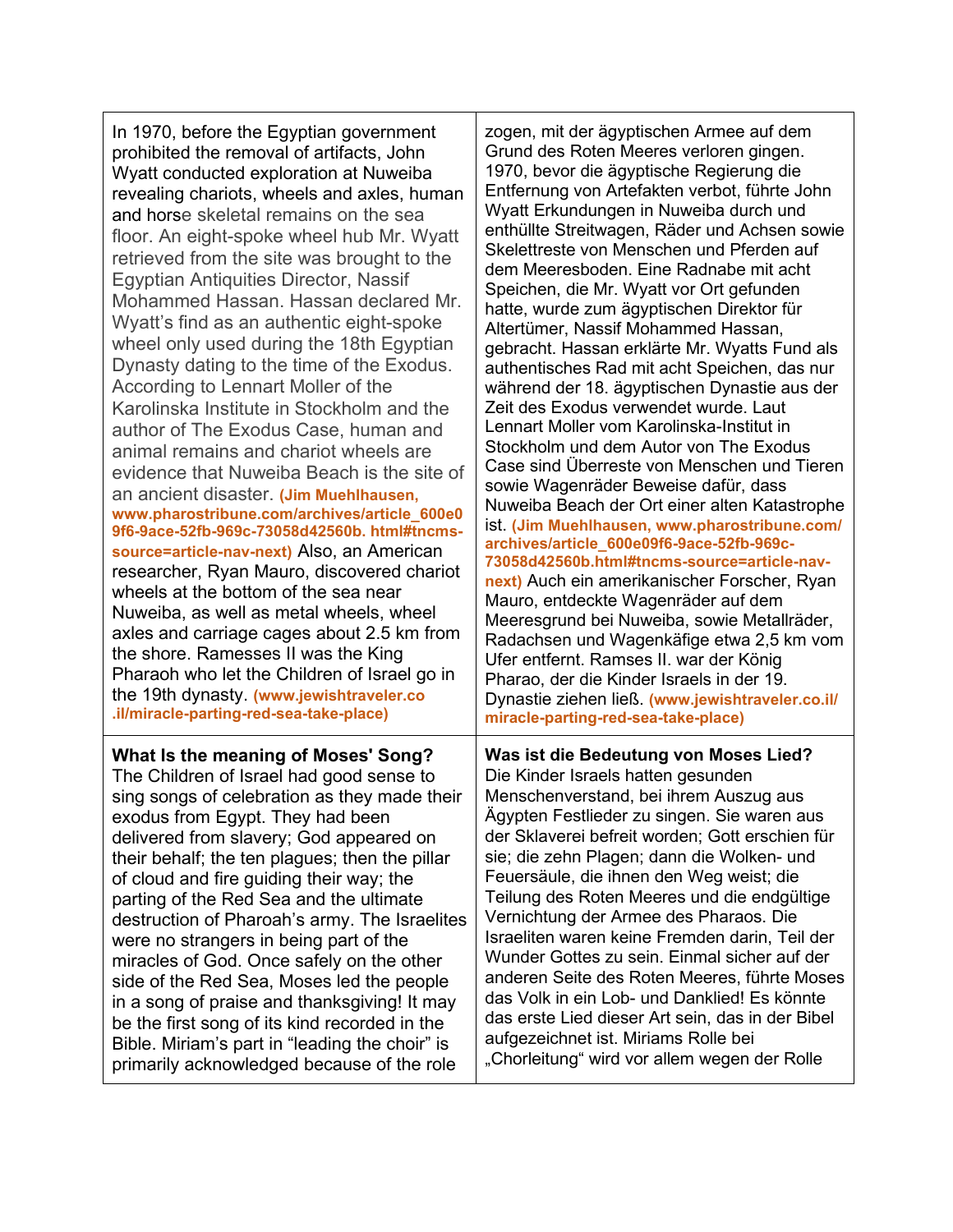| | |
|---|---|
| In 1970, before the Egyptian government prohibited the removal of artifacts, John Wyatt conducted exploration at Nuweiba revealing chariots, wheels and axles, human and horse skeletal remains on the sea floor. An eight-spoke wheel hub Mr. Wyatt retrieved from the site was brought to the Egyptian Antiquities Director, Nassif Mohammed Hassan. Hassan declared Mr. Wyatt's find as an authentic eight-spoke wheel only used during the 18th Egyptian Dynasty dating to the time of the Exodus. According to Lennart Moller of the Karolinska Institute in Stockholm and the author of The Exodus Case, human and animal remains and chariot wheels are evidence that Nuweiba Beach is the site of an ancient disaster. **(Jim Muehlhausen, www.pharostribune.com/archives/article_600e09f6-9ace-52fb-969c-73058d42560b. html#tncms-source=article-nav-next)** Also, an American researcher, Ryan Mauro, discovered chariot wheels at the bottom of the sea near Nuweiba, as well as metal wheels, wheel axles and carriage cages about 2.5 km from the shore. Ramesses II was the King Pharaoh who let the Children of Israel go in the 19th dynasty. **(www.jewishtraveler.co .il/miracle-parting-red-sea-take-place)** | zogen, mit der ägyptischen Armee auf dem Grund des Roten Meeres verloren gingen. 1970, bevor die ägyptische Regierung die Entfernung von Artefakten verbot, führte John Wyatt Erkundungen in Nuweiba durch und enthüllte Streitwagen, Räder und Achsen sowie Skelettreste von Menschen und Pferden auf dem Meeresboden. Eine Radnabe mit acht Speichen, die Mr. Wyatt vor Ort gefunden hatte, wurde zum ägyptischen Direktor für Altertümer, Nassif Mohammed Hassan, gebracht. Hassan erklärte Mr. Wyatts Fund als authentisches Rad mit acht Speichen, das nur während der 18. ägyptischen Dynastie aus der Zeit des Exodus verwendet wurde. Laut Lennart Moller vom Karolinska-Institut in Stockholm und dem Autor von The Exodus Case sind Überreste von Menschen und Tieren sowie Wagenräder Beweise dafür, dass Nuweiba Beach der Ort einer alten Katastrophe ist. **(Jim Muehlhausen, www.pharostribune.com/ archives/article_600e09f6-9ace-52fb-969c-73058d42560b.html#tncms-source=article-nav-next)** Auch ein amerikanischer Forscher, Ryan Mauro, entdeckte Wagenräder auf dem Meeresgrund bei Nuweiba, sowie Metallräder, Radachsen und Wagenkäfige etwa 2,5 km vom Ufer entfernt. Ramses II. war der König Pharao, der die Kinder Israels in der 19. Dynastie ziehen ließ. **(www.jewishtraveler.co.il/ miracle-parting-red-sea-take-place)** |
| **What Is the meaning of Moses' Song?** The Children of Israel had good sense to sing songs of celebration as they made their exodus from Egypt. They had been delivered from slavery; God appeared on their behalf; the ten plagues; then the pillar of cloud and fire guiding their way; the parting of the Red Sea and the ultimate destruction of Pharoah's army. The Israelites were no strangers in being part of the miracles of God. Once safely on the other side of the Red Sea, Moses led the people in a song of praise and thanksgiving! It may be the first song of its kind recorded in the Bible. Miriam's part in "leading the choir" is primarily acknowledged because of the role | **Was ist die Bedeutung von Moses Lied?** Die Kinder Israels hatten gesunden Menschenverstand, bei ihrem Auszug aus Ägypten Festlieder zu singen. Sie waren aus der Sklaverei befreit worden; Gott erschien für sie; die zehn Plagen; dann die Wolken- und Feuersäule, die ihnen den Weg weist; die Teilung des Roten Meeres und die endgültige Vernichtung der Armee des Pharaos. Die Israeliten waren keine Fremden darin, Teil der Wunder Gottes zu sein. Einmal sicher auf der anderen Seite des Roten Meeres, führte Moses das Volk in ein Lob- und Danklied! Es könnte das erste Lied dieser Art sein, das in der Bibel aufgezeichnet ist. Miriams Rolle bei „Chorleitung" wird vor allem wegen der Rolle |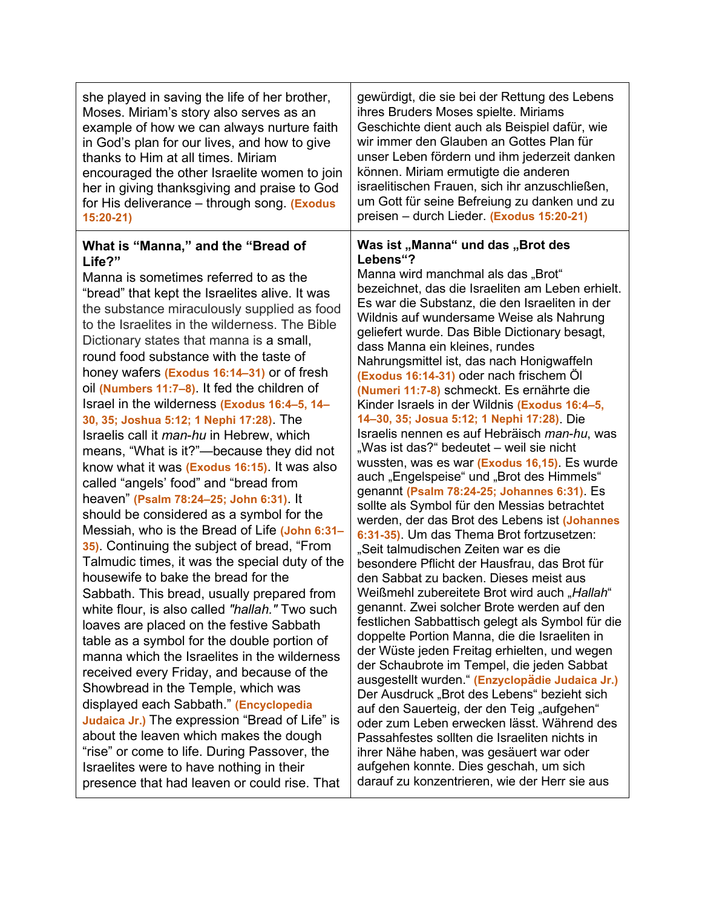| | |
|---|---|
| she played in saving the life of her brother, Moses. Miriam's story also serves as an example of how we can always nurture faith in God's plan for our lives, and how to give thanks to Him at all times. Miriam encouraged the other Israelite women to join her in giving thanksgiving and praise to God for His deliverance – through song. **(Exodus 15:20-21)** | gewürdigt, die sie bei der Rettung des Lebens ihres Bruders Moses spielte. Miriams Geschichte dient auch als Beispiel dafür, wie wir immer den Glauben an Gottes Plan für unser Leben fördern und ihm jederzeit danken können. Miriam ermutigte die anderen israelitischen Frauen, sich ihr anzuschließen, um Gott für seine Befreiung zu danken und zu preisen – durch Lieder. **(Exodus 15:20-21)** |
| **What is "Manna," and the "Bread of Life?"** Manna is sometimes referred to as the "bread" that kept the Israelites alive. It was the substance miraculously supplied as food to the Israelites in the wilderness. The Bible Dictionary states that manna is a small, round food substance with the taste of honey wafers **(Exodus 16:14–31)** or of fresh oil **(Numbers 11:7–8)**. It fed the children of Israel in the wilderness **(Exodus 16:4–5, 14–30, 35; Joshua 5:12; 1 Nephi 17:28)**. The Israelis call it *man-hu* in Hebrew, which means, "What is it?"—because they did not know what it was **(Exodus 16:15)**. It was also called "angels' food" and "bread from heaven" **(Psalm 78:24–25; John 6:31)**. It should be considered as a symbol for the Messiah, who is the Bread of Life **(John 6:31–35)**. Continuing the subject of bread, "From Talmudic times, it was the special duty of the housewife to bake the bread for the Sabbath. This bread, usually prepared from white flour, is also called *"hallah."* Two such loaves are placed on the festive Sabbath table as a symbol for the double portion of manna which the Israelites in the wilderness received every Friday, and because of the Showbread in the Temple, which was displayed each Sabbath." **(Encyclopedia Judaica Jr.)** The expression "Bread of Life" is about the leaven which makes the dough "rise" or come to life. During Passover, the Israelites were to have nothing in their presence that had leaven or could rise. That | **Was ist „Manna" und das „Brot des Lebens"?** Manna wird manchmal als das „Brot" bezeichnet, das die Israeliten am Leben erhielt. Es war die Substanz, die den Israeliten in der Wildnis auf wundersame Weise als Nahrung geliefert wurde. Das Bible Dictionary besagt, dass Manna ein kleines, rundes Nahrungsmittel ist, das nach Honigwaffeln **(Exodus 16:14-31)** oder nach frischem Öl **(Numeri 11:7-8)** schmeckt. Es ernährte die Kinder Israels in der Wildnis **(Exodus 16:4–5, 14–30, 35; Josua 5:12; 1 Nephi 17:28)**. Die Israelis nennen es auf Hebräisch *man-hu*, was „Was ist das?" bedeutet – weil sie nicht wussten, was es war **(Exodus 16,15)**. Es wurde auch „Engelspeise" und „Brot des Himmels" genannt **(Psalm 78:24-25; Johannes 6:31)**. Es sollte als Symbol für den Messias betrachtet werden, der das Brot des Lebens ist **(Johannes 6:31-35)**. Um das Thema Brot fortzusetzen: „Seit talmudischen Zeiten war es die besondere Pflicht der Hausfrau, das Brot für den Sabbat zu backen. Dieses meist aus Weißmehl zubereitete Brot wird auch „*Hallah*" genannt. Zwei solcher Brote werden auf den festlichen Sabbattisch gelegt als Symbol für die doppelte Portion Manna, die die Israeliten in der Wüste jeden Freitag erhielten, und wegen der Schaubrote im Tempel, die jeden Sabbat ausgestellt wurden." **(Enzyclopädie Judaica Jr.)** Der Ausdruck „Brot des Lebens" bezieht sich auf den Sauerteig, der den Teig „aufgehen" oder zum Leben erwecken lässt. Während des Passahfestes sollten die Israeliten nichts in ihrer Nähe haben, was gesäuert war oder aufgehen konnte. Dies geschah, um sich darauf zu konzentrieren, wie der Herr sie aus |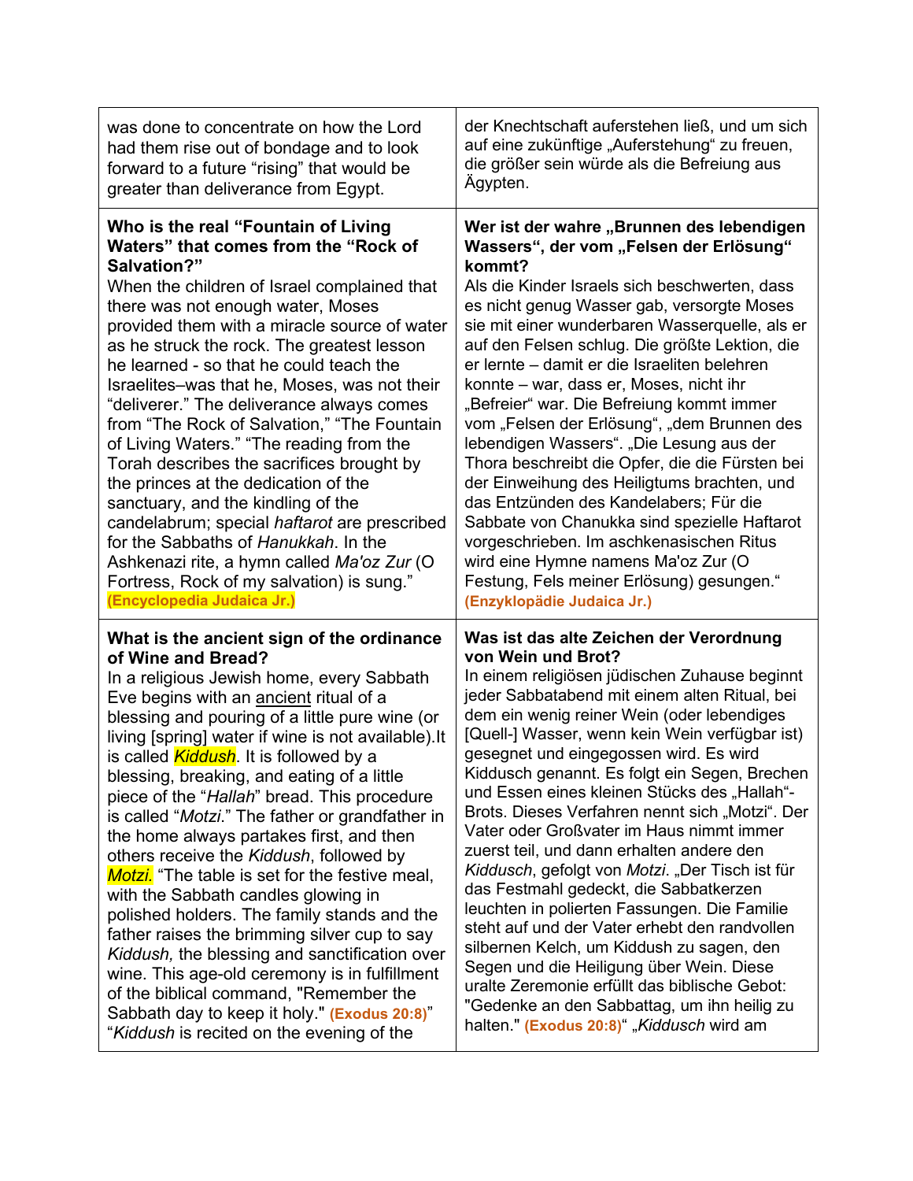| | |
|---|---|
| was done to concentrate on how the Lord had them rise out of bondage and to look forward to a future "rising" that would be greater than deliverance from Egypt. | der Knechtschaft auferstehen ließ, und um sich auf eine zukünftige „Auferstehung" zu freuen, die größer sein würde als die Befreiung aus Ägypten. |
| **Who is the real "Fountain of Living Waters" that comes from the "Rock of Salvation?"** When the children of Israel complained that there was not enough water, Moses provided them with a miracle source of water as he struck the rock. The greatest lesson he learned - so that he could teach the Israelites–was that he, Moses, was not their "deliverer." The deliverance always comes from "The Rock of Salvation," "The Fountain of Living Waters." "The reading from the Torah describes the sacrifices brought by the princes at the dedication of the sanctuary, and the kindling of the candelabrum; special *haftarot* are prescribed for the Sabbaths of *Hanukkah*. In the Ashkenazi rite, a hymn called *Ma'oz Zur* (O Fortress, Rock of my salvation) is sung." **(Encyclopedia Judaica Jr.)** | **Wer ist der wahre „Brunnen des lebendigen Wassers", der vom „Felsen der Erlösung" kommt?** Als die Kinder Israels sich beschwerten, dass es nicht genug Wasser gab, versorgte Moses sie mit einer wunderbaren Wasserquelle, als er auf den Felsen schlug. Die größte Lektion, die er lernte – damit er die Israeliten belehren konnte – war, dass er, Moses, nicht ihr „Befreier" war. Die Befreiung kommt immer vom „Felsen der Erlösung", „dem Brunnen des lebendigen Wassers". „Die Lesung aus der Thora beschreibt die Opfer, die die Fürsten bei der Einweihung des Heiligtums brachten, und das Entzünden des Kandelabers; Für die Sabbate von Chanukka sind spezielle Haftarot vorgeschrieben. Im aschkenasischen Ritus wird eine Hymne namens Ma'oz Zur (O Festung, Fels meiner Erlösung) gesungen." **(Enzyklopädie Judaica Jr.)** |
| **What is the ancient sign of the ordinance of Wine and Bread?** In a religious Jewish home, every Sabbath Eve begins with an ancient ritual of a blessing and pouring of a little pure wine (or living [spring] water if wine is not available).It is called *Kiddush*. It is followed by a blessing, breaking, and eating of a little piece of the "*Hallah*" bread. This procedure is called "*Motzi*." The father or grandfather in the home always partakes first, and then others receive the *Kiddush*, followed by *Motzi.* "The table is set for the festive meal, with the Sabbath candles glowing in polished holders. The family stands and the father raises the brimming silver cup to say *Kiddush,* the blessing and sanctification over wine. This age-old ceremony is in fulfillment of the biblical command, "Remember the Sabbath day to keep it holy." **(Exodus 20:8)**" "*Kiddush* is recited on the evening of the | **Was ist das alte Zeichen der Verordnung von Wein und Brot?** In einem religiösen jüdischen Zuhause beginnt jeder Sabbatabend mit einem alten Ritual, bei dem ein wenig reiner Wein (oder lebendiges [Quell-] Wasser, wenn kein Wein verfügbar ist) gesegnet und eingegossen wird. Es wird Kiddusch genannt. Es folgt ein Segen, Brechen und Essen eines kleinen Stücks des „Hallah"-Brots. Dieses Verfahren nennt sich „Motzi". Der Vater oder Großvater im Haus nimmt immer zuerst teil, und dann erhalten andere den *Kiddusch*, gefolgt von *Motzi*. „Der Tisch ist für das Festmahl gedeckt, die Sabbatkerzen leuchten in polierten Fassungen. Die Familie steht auf und der Vater erhebt den randvollen silbernen Kelch, um Kiddush zu sagen, den Segen und die Heiligung über Wein. Diese uralte Zeremonie erfüllt das biblische Gebot: "Gedenke an den Sabbattag, um ihn heilig zu halten." **(Exodus 20:8)**" „*Kiddusch* wird am |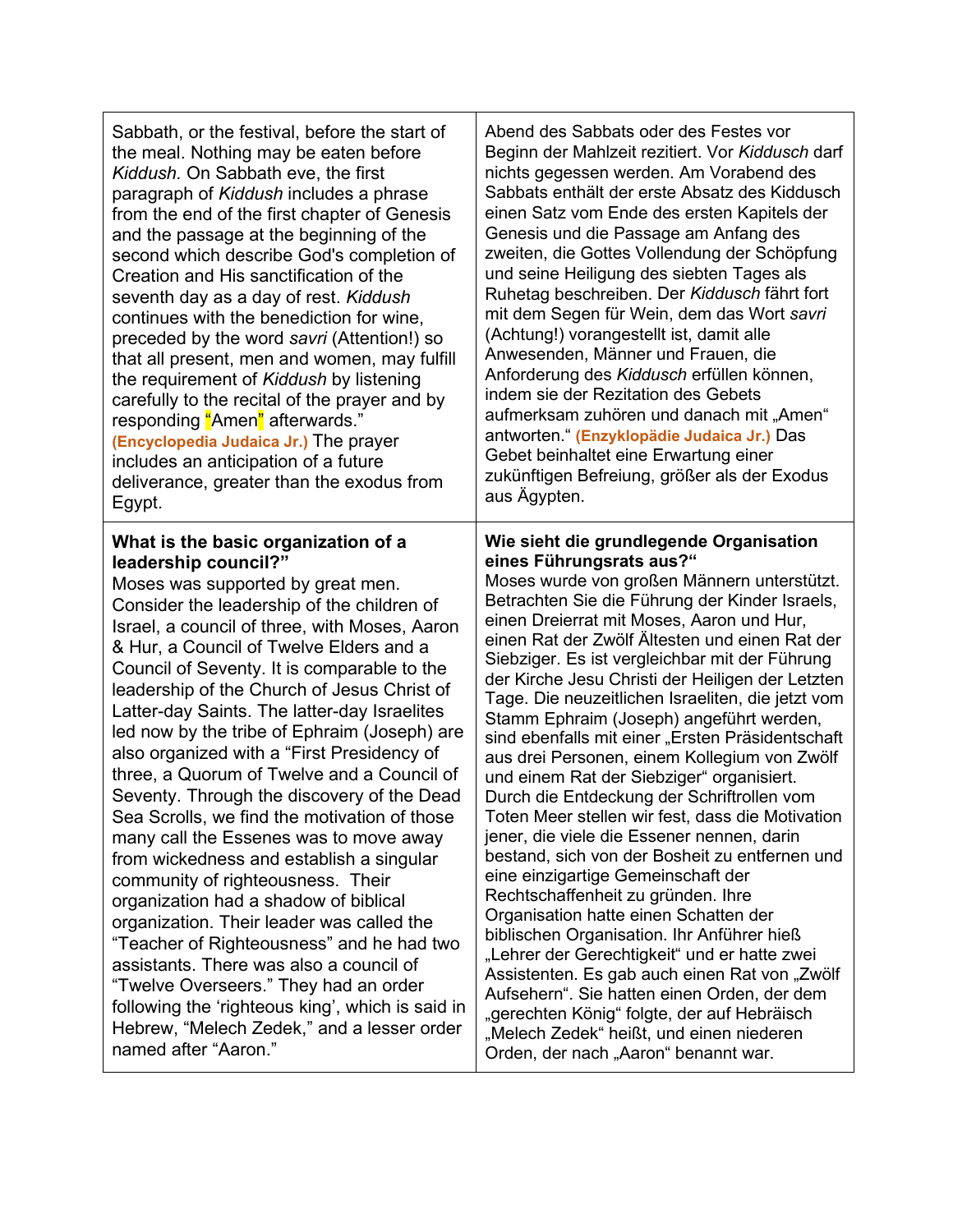| | |
|---|---|
| Sabbath, or the festival, before the start of the meal. Nothing may be eaten before *Kiddush.* On Sabbath eve, the first paragraph of *Kiddush* includes a phrase from the end of the first chapter of Genesis and the passage at the beginning of the second which describe God's completion of Creation and His sanctification of the seventh day as a day of rest. *Kiddush* continues with the benediction for wine, preceded by the word *savri* (Attention!) so that all present, men and women, may fulfill the requirement of *Kiddush* by listening carefully to the recital of the prayer and by responding "Amen" afterwards." **(Encyclopedia Judaica Jr.)** The prayer includes an anticipation of a future deliverance, greater than the exodus from Egypt. | Abend des Sabbats oder des Festes vor Beginn der Mahlzeit rezitiert. Vor *Kiddusch* darf nichts gegessen werden. Am Vorabend des Sabbats enthält der erste Absatz des Kiddusch einen Satz vom Ende des ersten Kapitels der Genesis und die Passage am Anfang des zweiten, die Gottes Vollendung der Schöpfung und seine Heiligung des siebten Tages als Ruhetag beschreiben. Der *Kiddusch* fährt fort mit dem Segen für Wein, dem das Wort *savri* (Achtung!) vorangestellt ist, damit alle Anwesenden, Männer und Frauen, die Anforderung des *Kiddusch* erfüllen können, indem sie der Rezitation des Gebets aufmerksam zuhören und danach mit „Amen" antworten." **(Enzyklopädie Judaica Jr.)** Das Gebet beinhaltet eine Erwartung einer zukünftigen Befreiung, größer als der Exodus aus Ägypten. |
| **What is the basic organization of a leadership council?"** Moses was supported by great men. Consider the leadership of the children of Israel, a council of three, with Moses, Aaron & Hur, a Council of Twelve Elders and a Council of Seventy. It is comparable to the leadership of the Church of Jesus Christ of Latter-day Saints. The latter-day Israelites led now by the tribe of Ephraim (Joseph) are also organized with a "First Presidency of three, a Quorum of Twelve and a Council of Seventy. Through the discovery of the Dead Sea Scrolls, we find the motivation of those many call the Essenes was to move away from wickedness and establish a singular community of righteousness. Their organization had a shadow of biblical organization. Their leader was called the "Teacher of Righteousness" and he had two assistants. There was also a council of "Twelve Overseers." They had an order following the 'righteous king', which is said in Hebrew, "Melech Zedek," and a lesser order named after "Aaron." | **Wie sieht die grundlegende Organisation eines Führungsrats aus?"** Moses wurde von großen Männern unterstützt. Betrachten Sie die Führung der Kinder Israels, einen Dreierrat mit Moses, Aaron und Hur, einen Rat der Zwölf Ältesten und einen Rat der Siebziger. Es ist vergleichbar mit der Führung der Kirche Jesu Christi der Heiligen der Letzten Tage. Die neuzeitlichen Israeliten, die jetzt vom Stamm Ephraim (Joseph) angeführt werden, sind ebenfalls mit einer „Ersten Präsidentschaft aus drei Personen, einem Kollegium von Zwölf und einem Rat der Siebziger" organisiert. Durch die Entdeckung der Schriftrollen vom Toten Meer stellen wir fest, dass die Motivation jener, die viele die Essener nennen, darin bestand, sich von der Bosheit zu entfernen und eine einzigartige Gemeinschaft der Rechtschaffenheit zu gründen. Ihre Organisation hatte einen Schatten der biblischen Organisation. Ihr Anführer hieß „Lehrer der Gerechtigkeit" und er hatte zwei Assistenten. Es gab auch einen Rat von „Zwölf Aufsehern". Sie hatten einen Orden, der dem „gerechten König" folgte, der auf Hebräisch „Melech Zedek" heißt, und einen niederen Orden, der nach „Aaron" benannt war. |